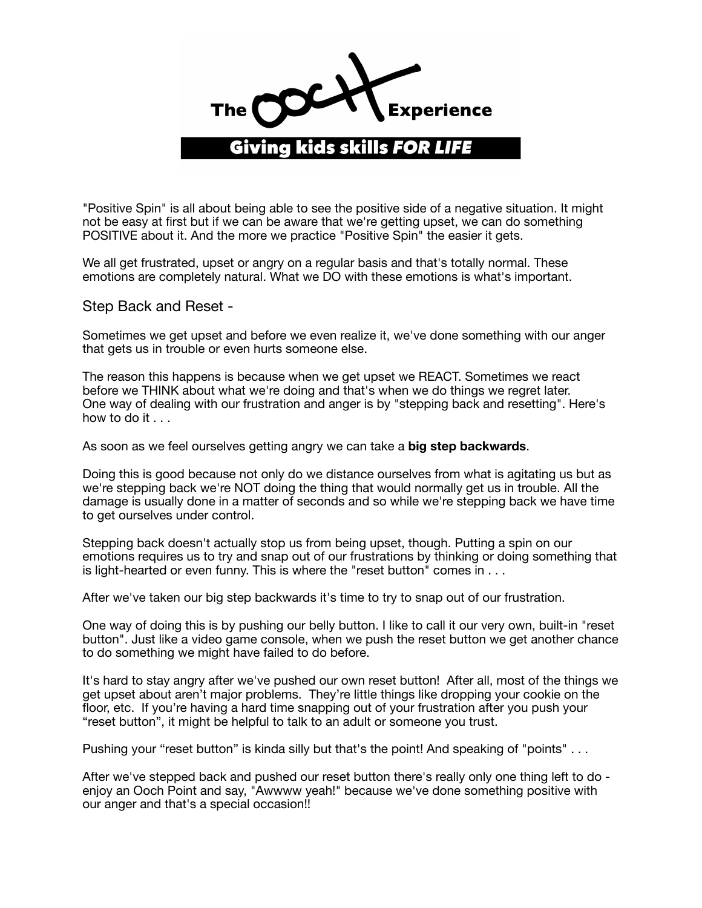# The Ooch Experience

## Giving kids skills *FOR LIFE*

"Positive Spin" is all about being able to see the positive side of a negative situation. It might not be easy at first but if we can be aware that we're getting upset, we can do something POSITIVE about it. And the more we practice "Positive Spin" the easier it gets.

We all get frustrated, upset or angry on a regular basis and that's totally normal. These emotions are completely natural. What we DO with these emotions is what's important.

### Step Back and Reset -

Sometimes we get upset and before we even realize it, we've done something with our anger that gets us in trouble or even hurts someone else.

The reason this happens is because when we get upset we REACT. Sometimes we react before we THINK about what we're doing and that's when we do things we regret later. One way of dealing with our frustration and anger is by "stepping back and resetting". Here's how to do it . . .

As soon as we feel ourselves getting angry we can take a **big step backwards**.

Doing this is good because not only do we distance ourselves from what is agitating us but as we're stepping back we're NOT doing the thing that would normally get us in trouble. All the damage is usually done in a matter of seconds and so while we're stepping back we have time to get ourselves under control.

Stepping back doesn't actually stop us from being upset, though. Putting a spin on our emotions requires us to try and snap out of our frustrations by thinking or doing something that is light-hearted or even funny. This is where the "reset button" comes in . . .

After we've taken our big step backwards it's time to try to snap out of our frustration.

One way of doing this is by pushing our belly button. I like to call it our very own, built-in "reset button". Just like a video game console, when we push the reset button we get another chance to do something we might have failed to do before.

It's hard to stay angry after we've pushed our own reset button! After all, most of the things we get upset about aren't major problems. They're little things like dropping your cookie on the floor, etc. If you're having a hard time snapping out of your frustration after you push your "reset button", it might be helpful to talk to an adult or someone you trust.

Pushing your "reset button" is kinda silly but that's the point! And speaking of "points" . . .

After we've stepped back and pushed our reset button there's really only one thing left to do - enjoy an Ooch Point and say, "Awwww yeah!" because we've done something positive with our anger and that's a special occasion!!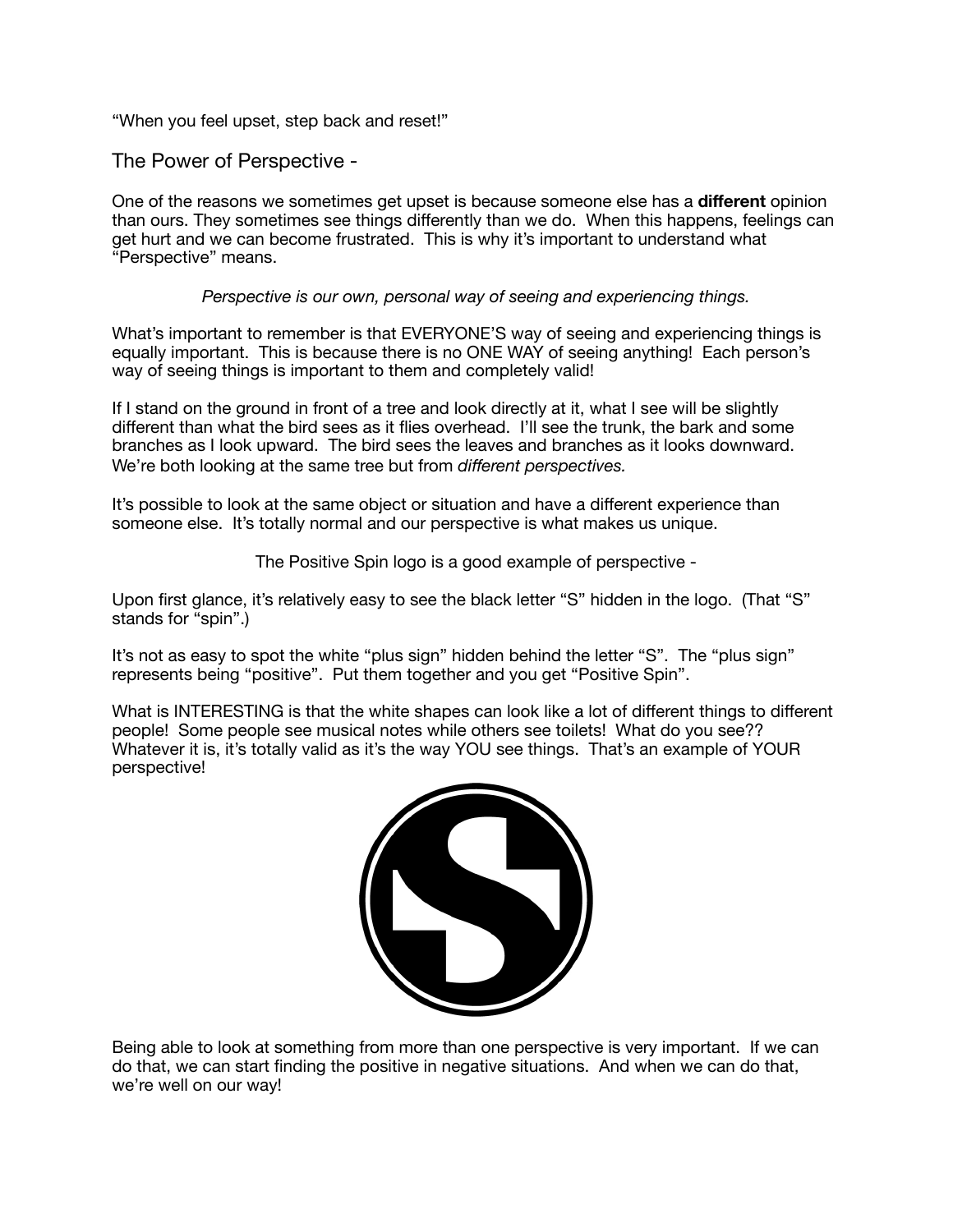"When you feel upset, step back and reset!"

## The Power of Perspective -

One of the reasons we sometimes get upset is because someone else has a **different** opinion than ours. They sometimes see things differently than we do. When this happens, feelings can get hurt and we can become frustrated. This is why it's important to understand what "Perspective" means.

*Perspective is our own, personal way of seeing and experiencing things.*

What's important to remember is that EVERYONE'S way of seeing and experiencing things is equally important. This is because there is no ONE WAY of seeing anything! Each person's way of seeing things is important to them and completely valid!

If I stand on the ground in front of a tree and look directly at it, what I see will be slightly different than what the bird sees as it flies overhead. I'll see the trunk, the bark and some branches as I look upward. The bird sees the leaves and branches as it looks downward. We're both looking at the same tree but from *different perspectives.*

It's possible to look at the same object or situation and have a different experience than someone else. It's totally normal and our perspective is what makes us unique.

The Positive Spin logo is a good example of perspective -

Upon first glance, it's relatively easy to see the black letter "S" hidden in the logo. (That "S" stands for "spin".)

It's not as easy to spot the white "plus sign" hidden behind the letter "S". The "plus sign" represents being "positive". Put them together and you get "Positive Spin".

What is INTERESTING is that the white shapes can look like a lot of different things to different people! Some people see musical notes while others see toilets! What do you see?? Whatever it is, it's totally valid as it's the way YOU see things. That's an example of YOUR perspective!

Being able to look at something from more than one perspective is very important. If we can do that, we can start finding the positive in negative situations. And when we can do that, we're well on our way!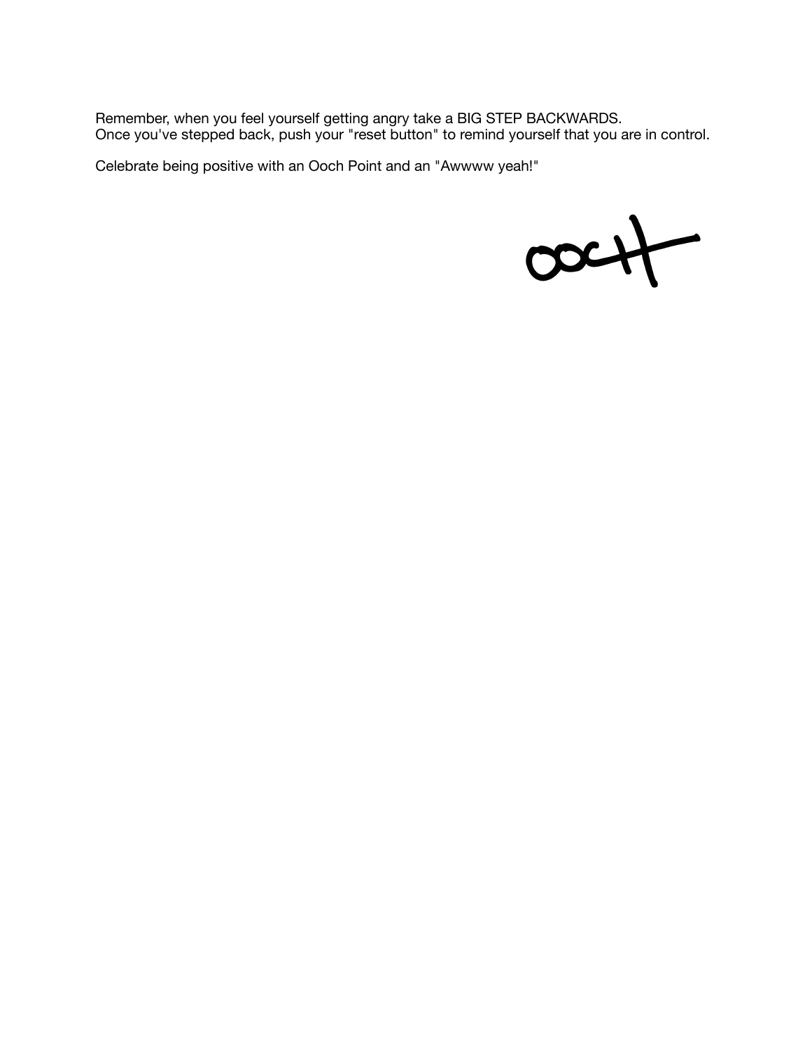Remember, when you feel yourself getting angry take a BIG STEP BACKWARDS.
Once you've stepped back, push your "reset button" to remind yourself that you are in control.

Celebrate being positive with an Ooch Point and an "Awwww yeah!"

ooch